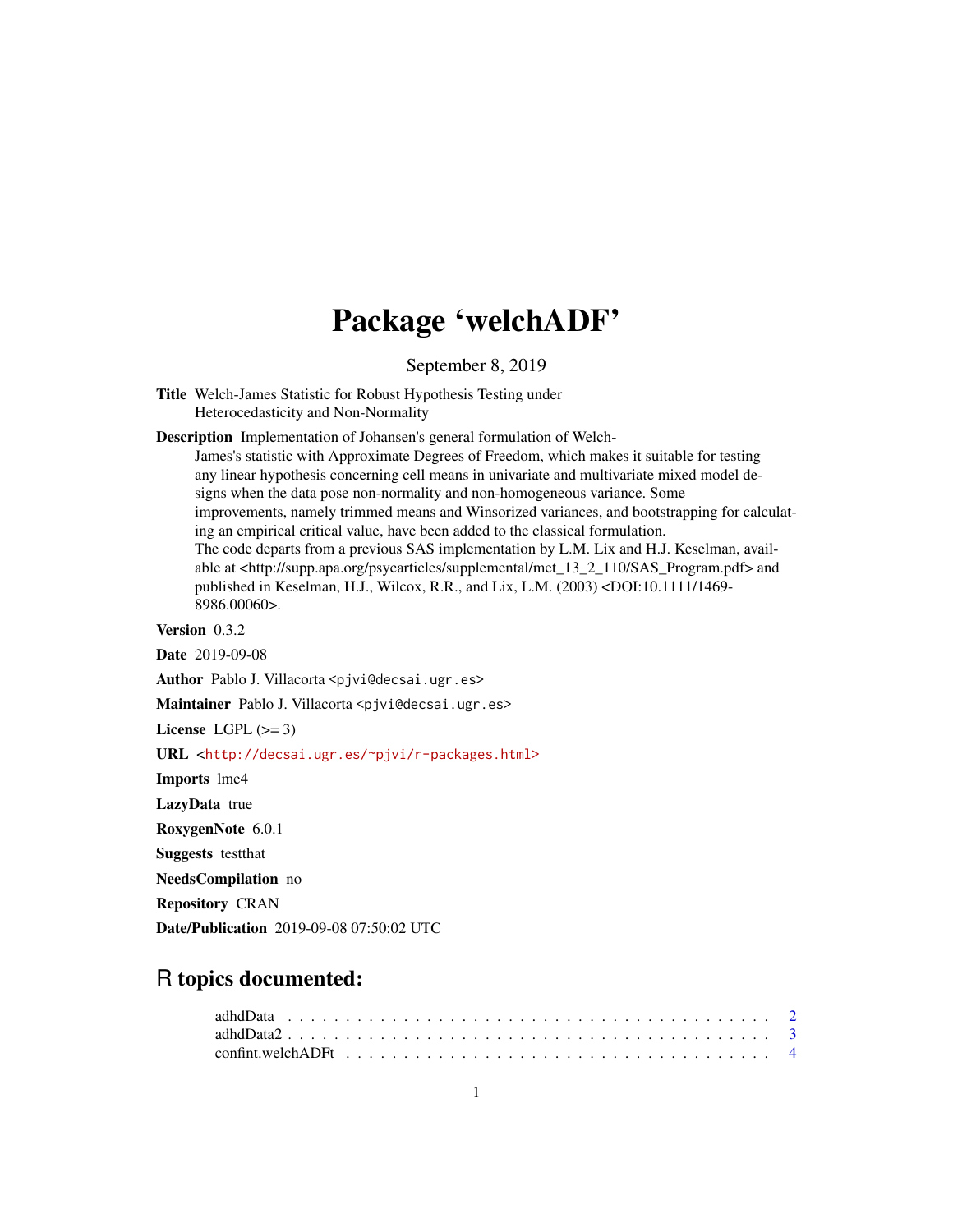# Package 'welchADF'

September 8, 2019

**Title** Welch-James Statistic for Robust Hypothesis Testing under Heterocedasticity and Non-Normality

**Description** Implementation of Johansen's general formulation of Welch-James's statistic with Approximate Degrees of Freedom, which makes it suitable for testing any linear hypothesis concerning cell means in univariate and multivariate mixed model designs when the data pose non-normality and non-homogeneous variance. Some improvements, namely trimmed means and Winsorized variances, and bootstrapping for calculating an empirical critical value, have been added to the classical formulation. The code departs from a previous SAS implementation by L.M. Lix and H.J. Keselman, available at <http://supp.apa.org/psycarticles/supplemental/met_13_2_110/SAS_Program.pdf> and published in Keselman, H.J., Wilcox, R.R., and Lix, L.M. (2003) <DOI:10.1111/1469-8986.00060>.

**Version** 0.3.2

**Date** 2019-09-08

**Author** Pablo J. Villacorta <pjvi@decsai.ugr.es>

**Maintainer** Pablo J. Villacorta <pjvi@decsai.ugr.es>

**License** LGPL (>= 3)

**URL** <http://decsai.ugr.es/~pjvi/r-packages.html>

**Imports** lme4

**LazyData** true

**RoxygenNote** 6.0.1

**Suggests** testthat

**NeedsCompilation** no

**Repository** CRAN

**Date/Publication** 2019-09-08 07:50:02 UTC

## R topics documented:

- adhdData . . . . . . . . . . . . . . . . . . . . . . . . . . . . . . . . . . . . . . . . 2
- adhdData2 . . . . . . . . . . . . . . . . . . . . . . . . . . . . . . . . . . . . . . . 3
- confint.welchADFt . . . . . . . . . . . . . . . . . . . . . . . . . . . . . . . . . . . 4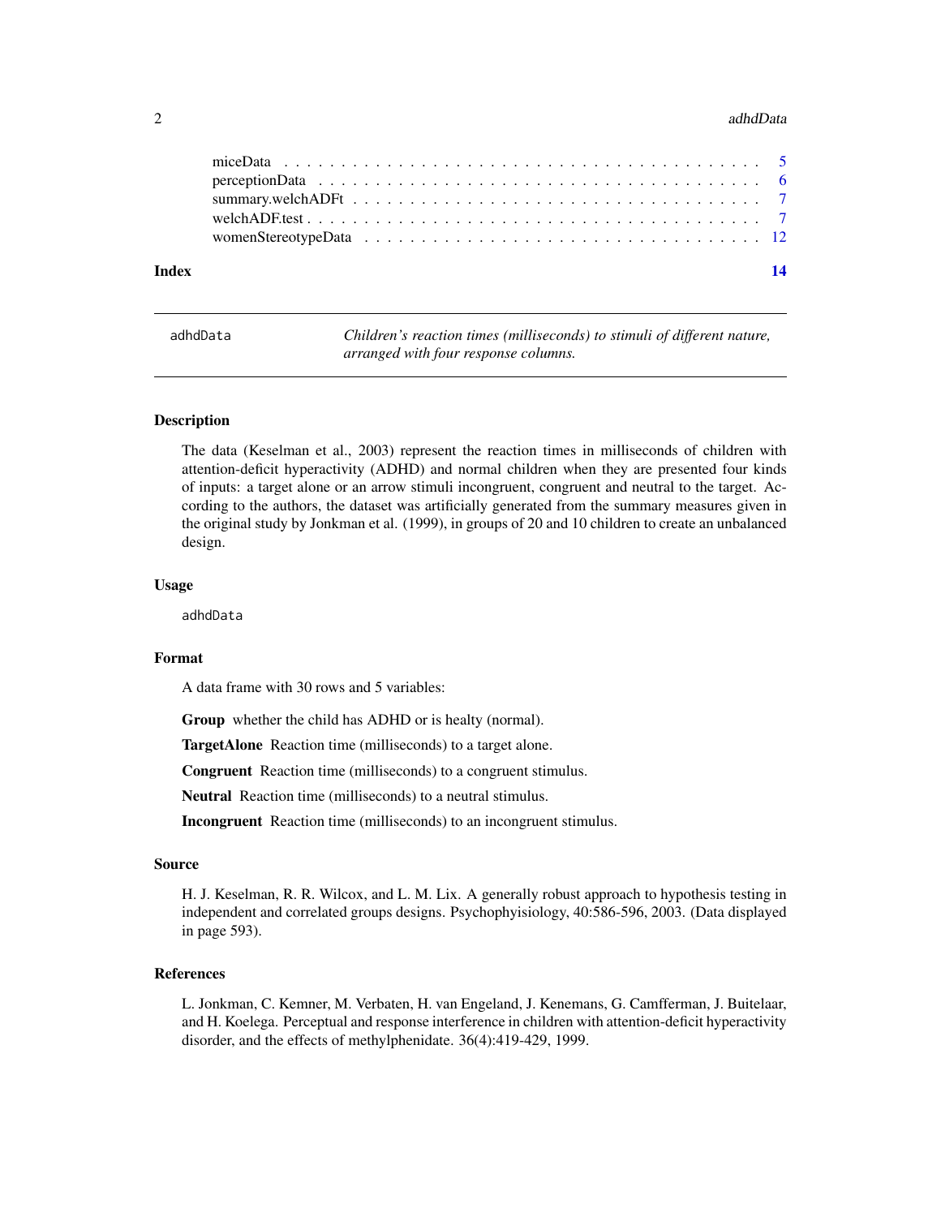miceData . . . . . . . . . . . . . . . . . . . . . . . . . . . . . . . . . . . . . . . . 5
perceptionData . . . . . . . . . . . . . . . . . . . . . . . . . . . . . . . . . . . . . 6
summary.welchADFt . . . . . . . . . . . . . . . . . . . . . . . . . . . . . . . . . . . 7
welchADF.test . . . . . . . . . . . . . . . . . . . . . . . . . . . . . . . . . . . . . . 7
womenStereotypeData . . . . . . . . . . . . . . . . . . . . . . . . . . . . . . . . . . 12

**Index** **14**

---

`adhdData` *Children's reaction times (milliseconds) to stimuli of different nature, arranged with four response columns.*

---

### Description

The data (Keselman et al., 2003) represent the reaction times in milliseconds of children with attention-deficit hyperactivity (ADHD) and normal children when they are presented four kinds of inputs: a target alone or an arrow stimuli incongruent, congruent and neutral to the target. According to the authors, the dataset was artificially generated from the summary measures given in the original study by Jonkman et al. (1999), in groups of 20 and 10 children to create an unbalanced design.

### Usage

```
adhdData
```

### Format

A data frame with 30 rows and 5 variables:

**Group** whether the child has ADHD or is healty (normal).

**TargetAlone** Reaction time (milliseconds) to a target alone.

**Congruent** Reaction time (milliseconds) to a congruent stimulus.

**Neutral** Reaction time (milliseconds) to a neutral stimulus.

**Incongruent** Reaction time (milliseconds) to an incongruent stimulus.

### Source

H. J. Keselman, R. R. Wilcox, and L. M. Lix. A generally robust approach to hypothesis testing in independent and correlated groups designs. Psychophyisiology, 40:586-596, 2003. (Data displayed in page 593).

### References

L. Jonkman, C. Kemner, M. Verbaten, H. van Engeland, J. Kenemans, G. Camfferman, J. Buitelaar, and H. Koelega. Perceptual and response interference in children with attention-deficit hyperactivity disorder, and the effects of methylphenidate. 36(4):419-429, 1999.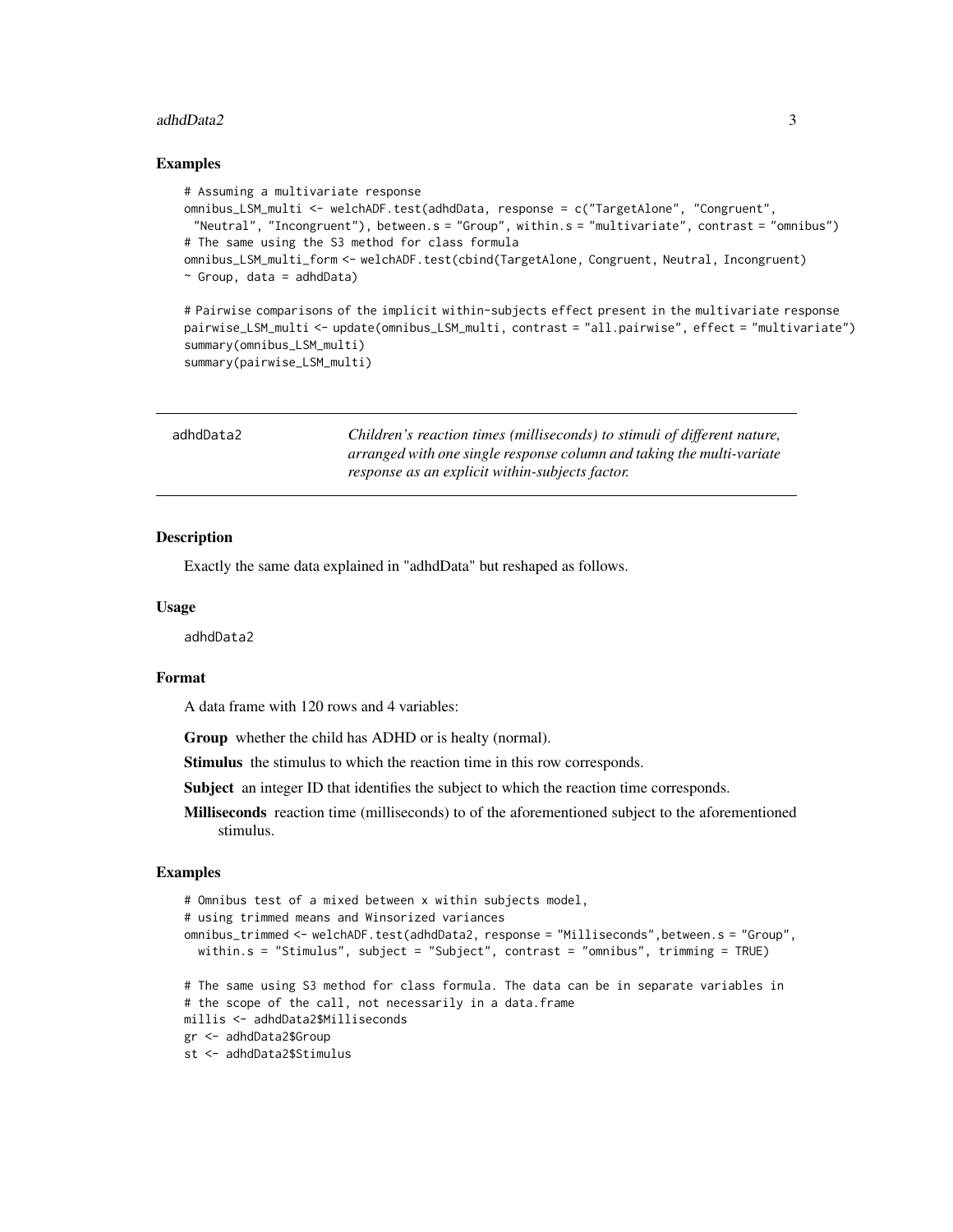### Examples

```
# Assuming a multivariate response
omnibus_LSM_multi <- welchADF.test(adhdData, response = c("TargetAlone", "Congruent",
  "Neutral", "Incongruent"), between.s = "Group", within.s = "multivariate", contrast = "omnibus")
# The same using the S3 method for class formula
omnibus_LSM_multi_form <- welchADF.test(cbind(TargetAlone, Congruent, Neutral, Incongruent)
~ Group, data = adhdData)

# Pairwise comparisons of the implicit within-subjects effect present in the multivariate response
pairwise_LSM_multi <- update(omnibus_LSM_multi, contrast = "all.pairwise", effect = "multivariate")
summary(omnibus_LSM_multi)
summary(pairwise_LSM_multi)
```

---

## adhdData2 — *Children's reaction times (milliseconds) to stimuli of different nature, arranged with one single response column and taking the multi-variate response as an explicit within-subjects factor.*

---

### Description

Exactly the same data explained in "adhdData" but reshaped as follows.

### Usage

```
adhdData2
```

### Format

A data frame with 120 rows and 4 variables:

**Group** whether the child has ADHD or is healty (normal).

**Stimulus** the stimulus to which the reaction time in this row corresponds.

**Subject** an integer ID that identifies the subject to which the reaction time corresponds.

**Milliseconds** reaction time (milliseconds) to of the aforementioned subject to the aforementioned stimulus.

### Examples

```
# Omnibus test of a mixed between x within subjects model,
# using trimmed means and Winsorized variances
omnibus_trimmed <- welchADF.test(adhdData2, response = "Milliseconds",between.s = "Group",
  within.s = "Stimulus", subject = "Subject", contrast = "omnibus", trimming = TRUE)

# The same using S3 method for class formula. The data can be in separate variables in
# the scope of the call, not necessarily in a data.frame
millis <- adhdData2$Milliseconds
gr <- adhdData2$Group
st <- adhdData2$Stimulus
```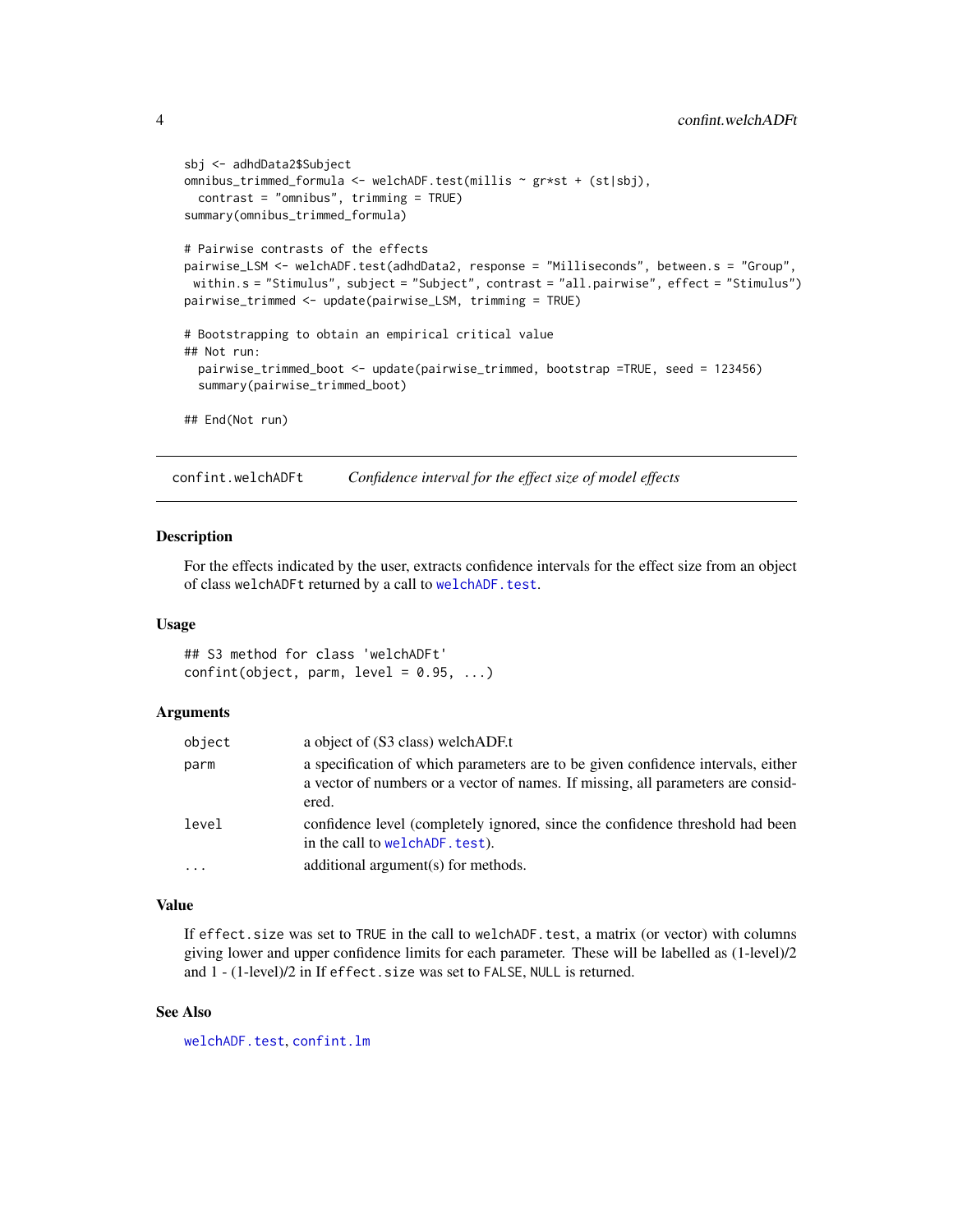```
sbj <- adhdData2$Subject
omnibus_trimmed_formula <- welchADF.test(millis ~ gr*st + (st|sbj),
  contrast = "omnibus", trimming = TRUE)
summary(omnibus_trimmed_formula)

# Pairwise contrasts of the effects
pairwise_LSM <- welchADF.test(adhdData2, response = "Milliseconds", between.s = "Group",
 within.s = "Stimulus", subject = "Subject", contrast = "all.pairwise", effect = "Stimulus")
pairwise_trimmed <- update(pairwise_LSM, trimming = TRUE)

# Bootstrapping to obtain an empirical critical value
## Not run:
  pairwise_trimmed_boot <- update(pairwise_trimmed, bootstrap =TRUE, seed = 123456)
  summary(pairwise_trimmed_boot)

## End(Not run)
```

## confint.welchADFt — *Confidence interval for the effect size of model effects*

### Description

For the effects indicated by the user, extracts confidence intervals for the effect size from an object of class `welchADFt` returned by a call to `welchADF.test`.

### Usage

```
## S3 method for class 'welchADFt'
confint(object, parm, level = 0.95, ...)
```

### Arguments

| | |
|---|---|
| `object` | a object of (S3 class) welchADF.t |
| `parm` | a specification of which parameters are to be given confidence intervals, either a vector of numbers or a vector of names. If missing, all parameters are considered. |
| `level` | confidence level (completely ignored, since the confidence threshold had been in the call to `welchADF.test`). |
| `...` | additional argument(s) for methods. |

### Value

If `effect.size` was set to `TRUE` in the call to `welchADF.test`, a matrix (or vector) with columns giving lower and upper confidence limits for each parameter. These will be labelled as (1-level)/2 and 1 - (1-level)/2 in If `effect.size` was set to `FALSE`, `NULL` is returned.

### See Also

`welchADF.test`, `confint.lm`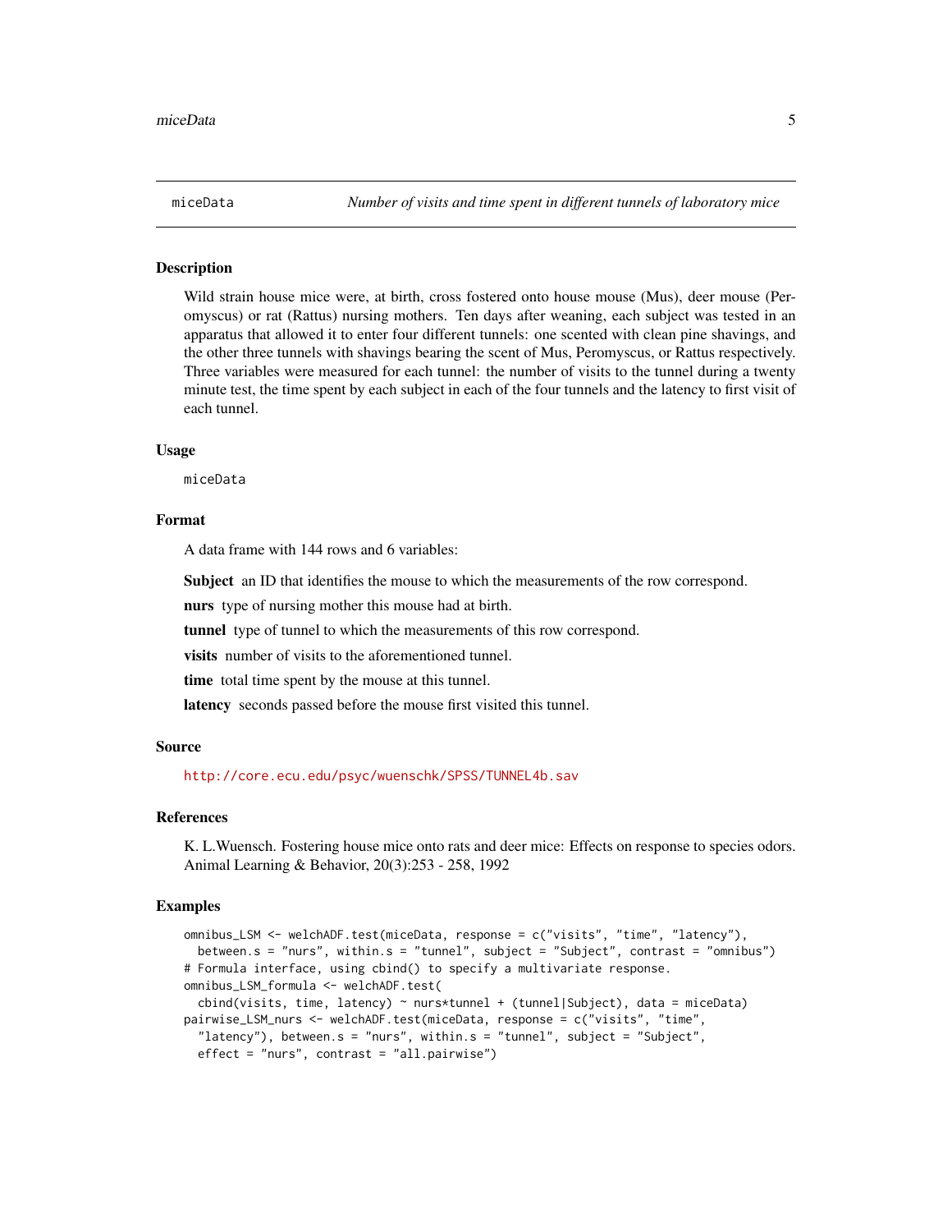## miceData — *Number of visits and time spent in different tunnels of laboratory mice*

### Description

Wild strain house mice were, at birth, cross fostered onto house mouse (Mus), deer mouse (Peromyscus) or rat (Rattus) nursing mothers. Ten days after weaning, each subject was tested in an apparatus that allowed it to enter four different tunnels: one scented with clean pine shavings, and the other three tunnels with shavings bearing the scent of Mus, Peromyscus, or Rattus respectively. Three variables were measured for each tunnel: the number of visits to the tunnel during a twenty minute test, the time spent by each subject in each of the four tunnels and the latency to first visit of each tunnel.

### Usage

```
miceData
```

### Format

A data frame with 144 rows and 6 variables:

**Subject** an ID that identifies the mouse to which the measurements of the row correspond.

**nurs** type of nursing mother this mouse had at birth.

**tunnel** type of tunnel to which the measurements of this row correspond.

**visits** number of visits to the aforementioned tunnel.

**time** total time spent by the mouse at this tunnel.

**latency** seconds passed before the mouse first visited this tunnel.

### Source

http://core.ecu.edu/psyc/wuenschk/SPSS/TUNNEL4b.sav

### References

K. L.Wuensch. Fostering house mice onto rats and deer mice: Effects on response to species odors. Animal Learning & Behavior, 20(3):253 - 258, 1992

### Examples

```
omnibus_LSM <- welchADF.test(miceData, response = c("visits", "time", "latency"),
  between.s = "nurs", within.s = "tunnel", subject = "Subject", contrast = "omnibus")
# Formula interface, using cbind() to specify a multivariate response.
omnibus_LSM_formula <- welchADF.test(
  cbind(visits, time, latency) ~ nurs*tunnel + (tunnel|Subject), data = miceData)
pairwise_LSM_nurs <- welchADF.test(miceData, response = c("visits", "time",
  "latency"), between.s = "nurs", within.s = "tunnel", subject = "Subject",
  effect = "nurs", contrast = "all.pairwise")
```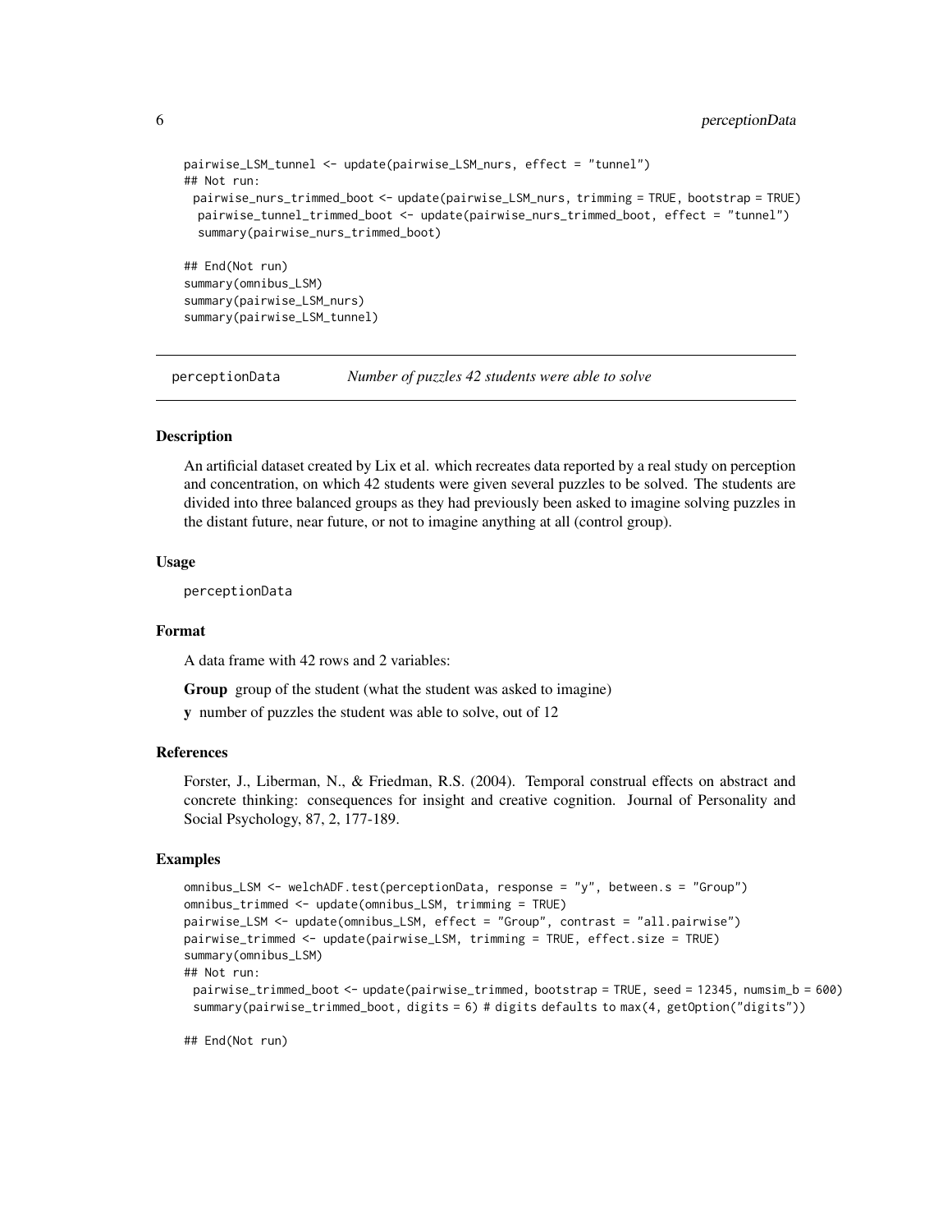```
pairwise_LSM_tunnel <- update(pairwise_LSM_nurs, effect = "tunnel")
## Not run:
 pairwise_nurs_trimmed_boot <- update(pairwise_LSM_nurs, trimming = TRUE, bootstrap = TRUE)
  pairwise_tunnel_trimmed_boot <- update(pairwise_nurs_trimmed_boot, effect = "tunnel")
  summary(pairwise_nurs_trimmed_boot)

## End(Not run)
summary(omnibus_LSM)
summary(pairwise_LSM_nurs)
summary(pairwise_LSM_tunnel)
```

---

## perceptionData &nbsp;&nbsp;&nbsp;&nbsp; *Number of puzzles 42 students were able to solve*

---

### Description

An artificial dataset created by Lix et al. which recreates data reported by a real study on perception and concentration, on which 42 students were given several puzzles to be solved. The students are divided into three balanced groups as they had previously been asked to imagine solving puzzles in the distant future, near future, or not to imagine anything at all (control group).

### Usage

```
perceptionData
```

### Format

A data frame with 42 rows and 2 variables:

**Group** group of the student (what the student was asked to imagine)

**y** number of puzzles the student was able to solve, out of 12

### References

Forster, J., Liberman, N., & Friedman, R.S. (2004). Temporal construal effects on abstract and concrete thinking: consequences for insight and creative cognition. Journal of Personality and Social Psychology, 87, 2, 177-189.

### Examples

```
omnibus_LSM <- welchADF.test(perceptionData, response = "y", between.s = "Group")
omnibus_trimmed <- update(omnibus_LSM, trimming = TRUE)
pairwise_LSM <- update(omnibus_LSM, effect = "Group", contrast = "all.pairwise")
pairwise_trimmed <- update(pairwise_LSM, trimming = TRUE, effect.size = TRUE)
summary(omnibus_LSM)
## Not run:
 pairwise_trimmed_boot <- update(pairwise_trimmed, bootstrap = TRUE, seed = 12345, numsim_b = 600)
 summary(pairwise_trimmed_boot, digits = 6) # digits defaults to max(4, getOption("digits"))

## End(Not run)
```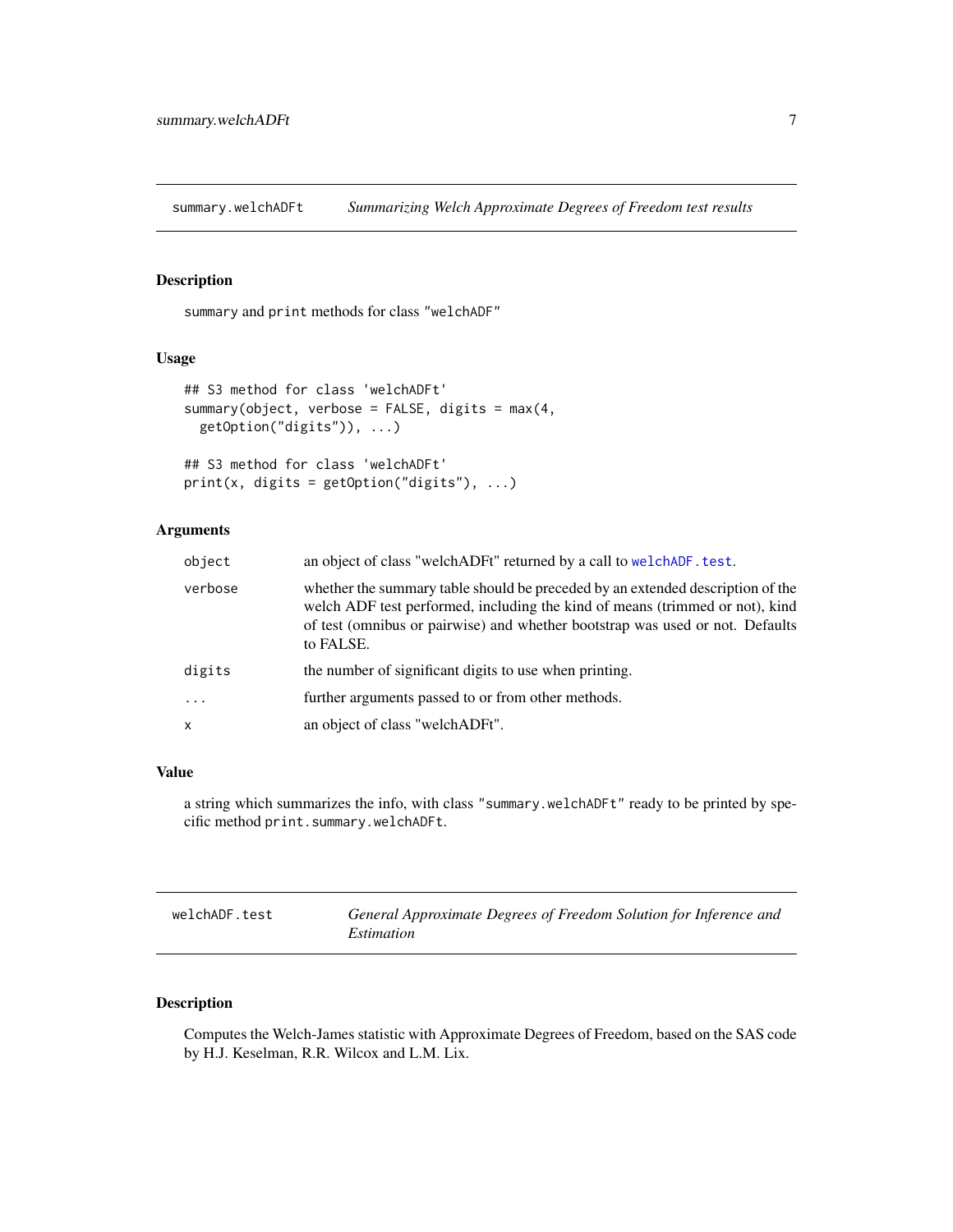## summary.welchADFt — *Summarizing Welch Approximate Degrees of Freedom test results*

### Description

`summary` and `print` methods for class "welchADF"

### Usage

```
## S3 method for class 'welchADFt'
summary(object, verbose = FALSE, digits = max(4,
  getOption("digits")), ...)

## S3 method for class 'welchADFt'
print(x, digits = getOption("digits"), ...)
```

### Arguments

| | |
|---|---|
| `object` | an object of class "welchADFt" returned by a call to `welchADF.test`. |
| `verbose` | whether the summary table should be preceded by an extended description of the welch ADF test performed, including the kind of means (trimmed or not), kind of test (omnibus or pairwise) and whether bootstrap was used or not. Defaults to FALSE. |
| `digits` | the number of significant digits to use when printing. |
| `...` | further arguments passed to or from other methods. |
| `x` | an object of class "welchADFt". |

### Value

a string which summarizes the info, with class "summary.welchADFt" ready to be printed by specific method `print.summary.welchADFt`.

## welchADF.test — *General Approximate Degrees of Freedom Solution for Inference and Estimation*

### Description

Computes the Welch-James statistic with Approximate Degrees of Freedom, based on the SAS code by H.J. Keselman, R.R. Wilcox and L.M. Lix.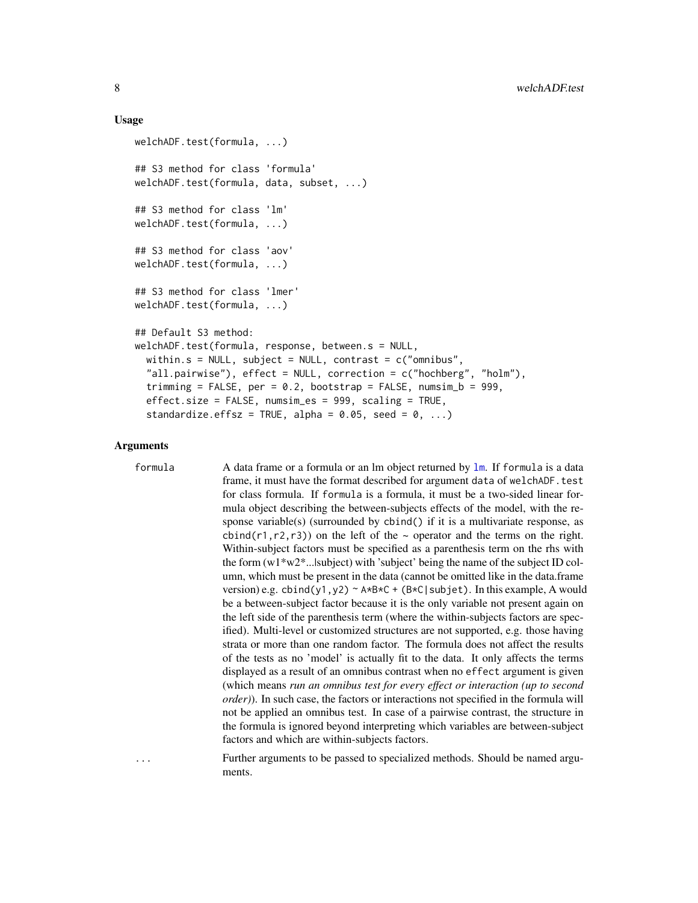### Usage

```
welchADF.test(formula, ...)

## S3 method for class 'formula'
welchADF.test(formula, data, subset, ...)

## S3 method for class 'lm'
welchADF.test(formula, ...)

## S3 method for class 'aov'
welchADF.test(formula, ...)

## S3 method for class 'lmer'
welchADF.test(formula, ...)

## Default S3 method:
welchADF.test(formula, response, between.s = NULL,
  within.s = NULL, subject = NULL, contrast = c("omnibus",
  "all.pairwise"), effect = NULL, correction = c("hochberg", "holm"),
  trimming = FALSE, per = 0.2, bootstrap = FALSE, numsim_b = 999,
  effect.size = FALSE, numsim_es = 999, scaling = TRUE,
  standardize.effsz = TRUE, alpha = 0.05, seed = 0, ...)
```

### Arguments

`formula` A data frame or a formula or an lm object returned by `lm`. If `formula` is a data frame, it must have the format described for argument `data` of `welchADF.test` for class formula. If `formula` is a formula, it must be a two-sided linear formula object describing the between-subjects effects of the model, with the response variable(s) (surrounded by `cbind()` if it is a multivariate response, as `cbind(r1,r2,r3)`) on the left of the ~ operator and the terms on the right. Within-subject factors must be specified as a parenthesis term on the rhs with the form (w1*w2*...|subject) with 'subject' being the name of the subject ID column, which must be present in the data (cannot be omitted like in the data.frame version) e.g. `cbind(y1,y2) ~ A*B*C + (B*C|subjet)`. In this example, A would be a between-subject factor because it is the only variable not present again on the left side of the parenthesis term (where the within-subjects factors are specified). Multi-level or customized structures are not supported, e.g. those having strata or more than one random factor. The formula does not affect the results of the tests as no 'model' is actually fit to the data. It only affects the terms displayed as a result of an omnibus contrast when no `effect` argument is given (which means *run an omnibus test for every effect or interaction (up to second order)*). In such case, the factors or interactions not specified in the formula will not be applied an omnibus test. In case of a pairwise contrast, the structure in the formula is ignored beyond interpreting which variables are between-subject factors and which are within-subjects factors.

`...` Further arguments to be passed to specialized methods. Should be named arguments.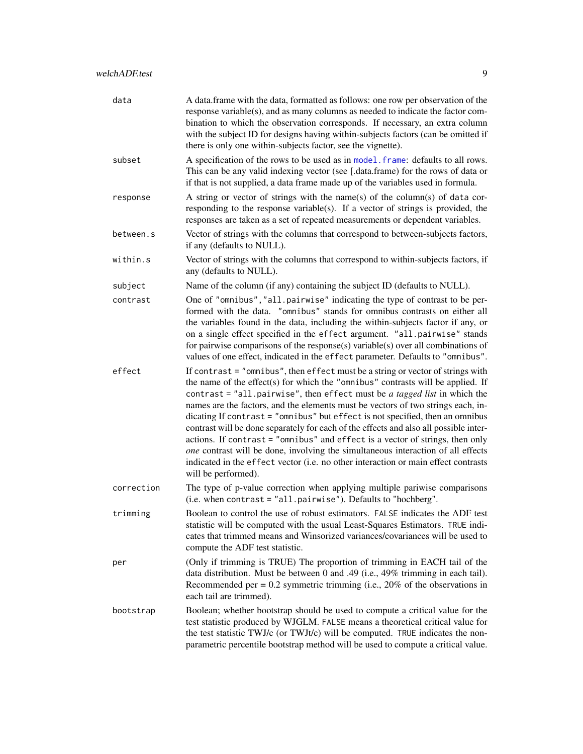| | |
|---|---|
| `data` | A data.frame with the data, formatted as follows: one row per observation of the response variable(s), and as many columns as needed to indicate the factor combination to which the observation corresponds. If necessary, an extra column with the subject ID for designs having within-subjects factors (can be omitted if there is only one within-subjects factor, see the vignette). |
| `subset` | A specification of the rows to be used as in `model.frame`: defaults to all rows. This can be any valid indexing vector (see [.data.frame) for the rows of data or if that is not supplied, a data frame made up of the variables used in formula. |
| `response` | A string or vector of strings with the name(s) of the column(s) of `data` corresponding to the response variable(s). If a vector of strings is provided, the responses are taken as a set of repeated measurements or dependent variables. |
| `between.s` | Vector of strings with the columns that correspond to between-subjects factors, if any (defaults to NULL). |
| `within.s` | Vector of strings with the columns that correspond to within-subjects factors, if any (defaults to NULL). |
| `subject` | Name of the column (if any) containing the subject ID (defaults to NULL). |
| `contrast` | One of `"omnibus","all.pairwise"` indicating the type of contrast to be performed with the data. `"omnibus"` stands for omnibus contrasts on either all the variables found in the data, including the within-subjects factor if any, or on a single effect specified in the `effect` argument. `"all.pairwise"` stands for pairwise comparisons of the response(s) variable(s) over all combinations of values of one effect, indicated in the `effect` parameter. Defaults to `"omnibus"`. |
| `effect` | If `contrast = "omnibus"`, then `effect` must be a string or vector of strings with the name of the effect(s) for which the `"omnibus"` contrasts will be applied. If `contrast = "all.pairwise"`, then `effect` must be *a tagged list* in which the names are the factors, and the elements must be vectors of two strings each, indicating If `contrast = "omnibus"` but `effect` is not specified, then an omnibus contrast will be done separately for each of the effects and also all possible interactions. If `contrast = "omnibus"` and `effect` is a vector of strings, then only *one* contrast will be done, involving the simultaneous interaction of all effects indicated in the `effect` vector (i.e. no other interaction or main effect contrasts will be performed). |
| `correction` | The type of p-value correction when applying multiple pariwise comparisons (i.e. when `contrast = "all.pairwise"`). Defaults to "hochberg". |
| `trimming` | Boolean to control the use of robust estimators. `FALSE` indicates the ADF test statistic will be computed with the usual Least-Squares Estimators. `TRUE` indicates that trimmed means and Winsorized variances/covariances will be used to compute the ADF test statistic. |
| `per` | (Only if trimming is TRUE) The proportion of trimming in EACH tail of the data distribution. Must be between 0 and .49 (i.e., 49% trimming in each tail). Recommended per = 0.2 symmetric trimming (i.e., 20% of the observations in each tail are trimmed). |
| `bootstrap` | Boolean; whether bootstrap should be used to compute a critical value for the test statistic produced by WJGLM. `FALSE` means a theoretical critical value for the test statistic TWJ/c (or TWJt/c) will be computed. `TRUE` indicates the non-parametric percentile bootstrap method will be used to compute a critical value. |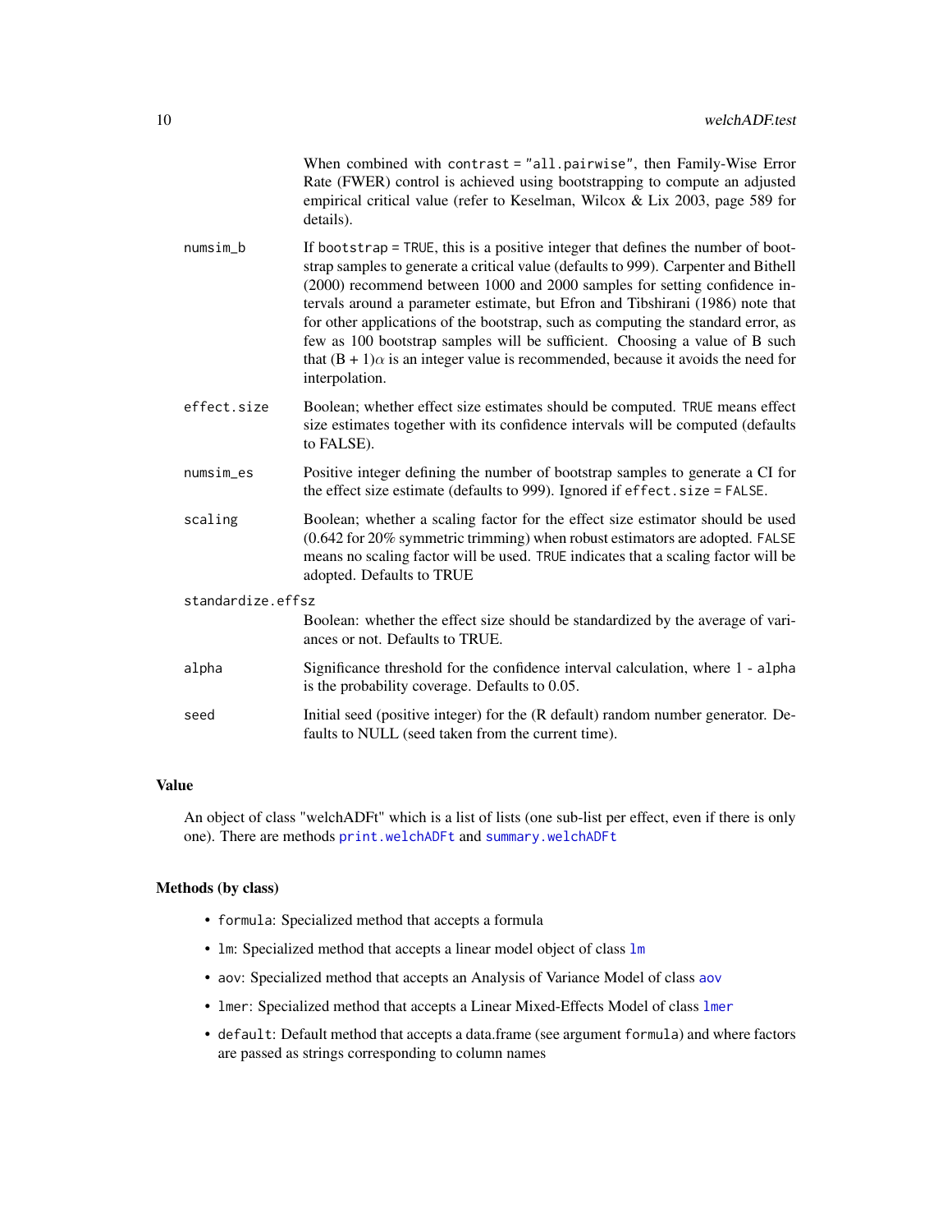When combined with `contrast = "all.pairwise"`, then Family-Wise Error Rate (FWER) control is achieved using bootstrapping to compute an adjusted empirical critical value (refer to Keselman, Wilcox & Lix 2003, page 589 for details).

`numsim_b`
: If `bootstrap = TRUE`, this is a positive integer that defines the number of bootstrap samples to generate a critical value (defaults to 999). Carpenter and Bithell (2000) recommend between 1000 and 2000 samples for setting confidence intervals around a parameter estimate, but Efron and Tibshirani (1986) note that for other applications of the bootstrap, such as computing the standard error, as few as 100 bootstrap samples will be sufficient. Choosing a value of B such that $(B + 1)\alpha$ is an integer value is recommended, because it avoids the need for interpolation.

`effect.size`
: Boolean; whether effect size estimates should be computed. `TRUE` means effect size estimates together with its confidence intervals will be computed (defaults to FALSE).

`numsim_es`
: Positive integer defining the number of bootstrap samples to generate a CI for the effect size estimate (defaults to 999). Ignored if `effect.size = FALSE`.

`scaling`
: Boolean; whether a scaling factor for the effect size estimator should be used (0.642 for 20% symmetric trimming) when robust estimators are adopted. `FALSE` means no scaling factor will be used. `TRUE` indicates that a scaling factor will be adopted. Defaults to TRUE

`standardize.effsz`
: Boolean: whether the effect size should be standardized by the average of variances or not. Defaults to TRUE.

`alpha`
: Significance threshold for the confidence interval calculation, where `1 - alpha` is the probability coverage. Defaults to 0.05.

`seed`
: Initial seed (positive integer) for the (R default) random number generator. Defaults to NULL (seed taken from the current time).

## Value

An object of class "welchADFt" which is a list of lists (one sub-list per effect, even if there is only one). There are methods `print.welchADFt` and `summary.welchADFt`

## Methods (by class)

- `formula`: Specialized method that accepts a formula
- `lm`: Specialized method that accepts a linear model object of class `lm`
- `aov`: Specialized method that accepts an Analysis of Variance Model of class `aov`
- `lmer`: Specialized method that accepts a Linear Mixed-Effects Model of class `lmer`
- `default`: Default method that accepts a data.frame (see argument `formula`) and where factors are passed as strings corresponding to column names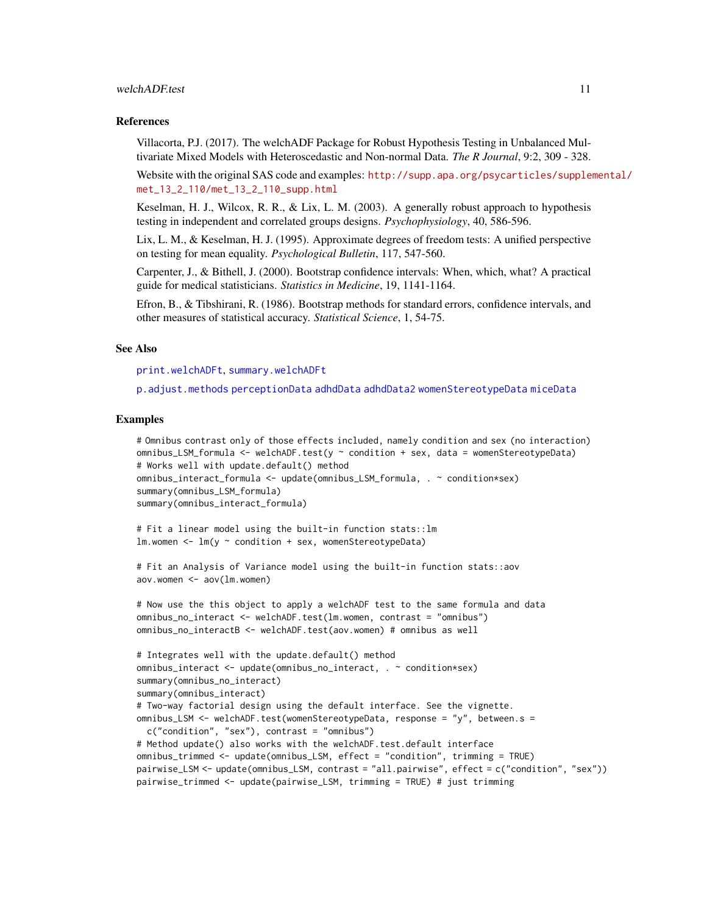## References

Villacorta, P.J. (2017). The welchADF Package for Robust Hypothesis Testing in Unbalanced Multivariate Mixed Models with Heteroscedastic and Non-normal Data. *The R Journal*, 9:2, 309 - 328.

Website with the original SAS code and examples: http://supp.apa.org/psycarticles/supplemental/met_13_2_110/met_13_2_110_supp.html

Keselman, H. J., Wilcox, R. R., & Lix, L. M. (2003). A generally robust approach to hypothesis testing in independent and correlated groups designs. *Psychophysiology*, 40, 586-596.

Lix, L. M., & Keselman, H. J. (1995). Approximate degrees of freedom tests: A unified perspective on testing for mean equality. *Psychological Bulletin*, 117, 547-560.

Carpenter, J., & Bithell, J. (2000). Bootstrap confidence intervals: When, which, what? A practical guide for medical statisticians. *Statistics in Medicine*, 19, 1141-1164.

Efron, B., & Tibshirani, R. (1986). Bootstrap methods for standard errors, confidence intervals, and other measures of statistical accuracy. *Statistical Science*, 1, 54-75.

## See Also

`print.welchADFt`, `summary.welchADFt`

`p.adjust.methods` `perceptionData` `adhdData` `adhdData2` `womenStereotypeData` `miceData`

## Examples

```
# Omnibus contrast only of those effects included, namely condition and sex (no interaction)
omnibus_LSM_formula <- welchADF.test(y ~ condition + sex, data = womenStereotypeData)
# Works well with update.default() method
omnibus_interact_formula <- update(omnibus_LSM_formula, . ~ condition*sex)
summary(omnibus_LSM_formula)
summary(omnibus_interact_formula)

# Fit a linear model using the built-in function stats::lm
lm.women <- lm(y ~ condition + sex, womenStereotypeData)

# Fit an Analysis of Variance model using the built-in function stats::aov
aov.women <- aov(lm.women)

# Now use the this object to apply a welchADF test to the same formula and data
omnibus_no_interact <- welchADF.test(lm.women, contrast = "omnibus")
omnibus_no_interactB <- welchADF.test(aov.women) # omnibus as well

# Integrates well with the update.default() method
omnibus_interact <- update(omnibus_no_interact, . ~ condition*sex)
summary(omnibus_no_interact)
summary(omnibus_interact)
# Two-way factorial design using the default interface. See the vignette.
omnibus_LSM <- welchADF.test(womenStereotypeData, response = "y", between.s =
  c("condition", "sex"), contrast = "omnibus")
# Method update() also works with the welchADF.test.default interface
omnibus_trimmed <- update(omnibus_LSM, effect = "condition", trimming = TRUE)
pairwise_LSM <- update(omnibus_LSM, contrast = "all.pairwise", effect = c("condition", "sex"))
pairwise_trimmed <- update(pairwise_LSM, trimming = TRUE) # just trimming
```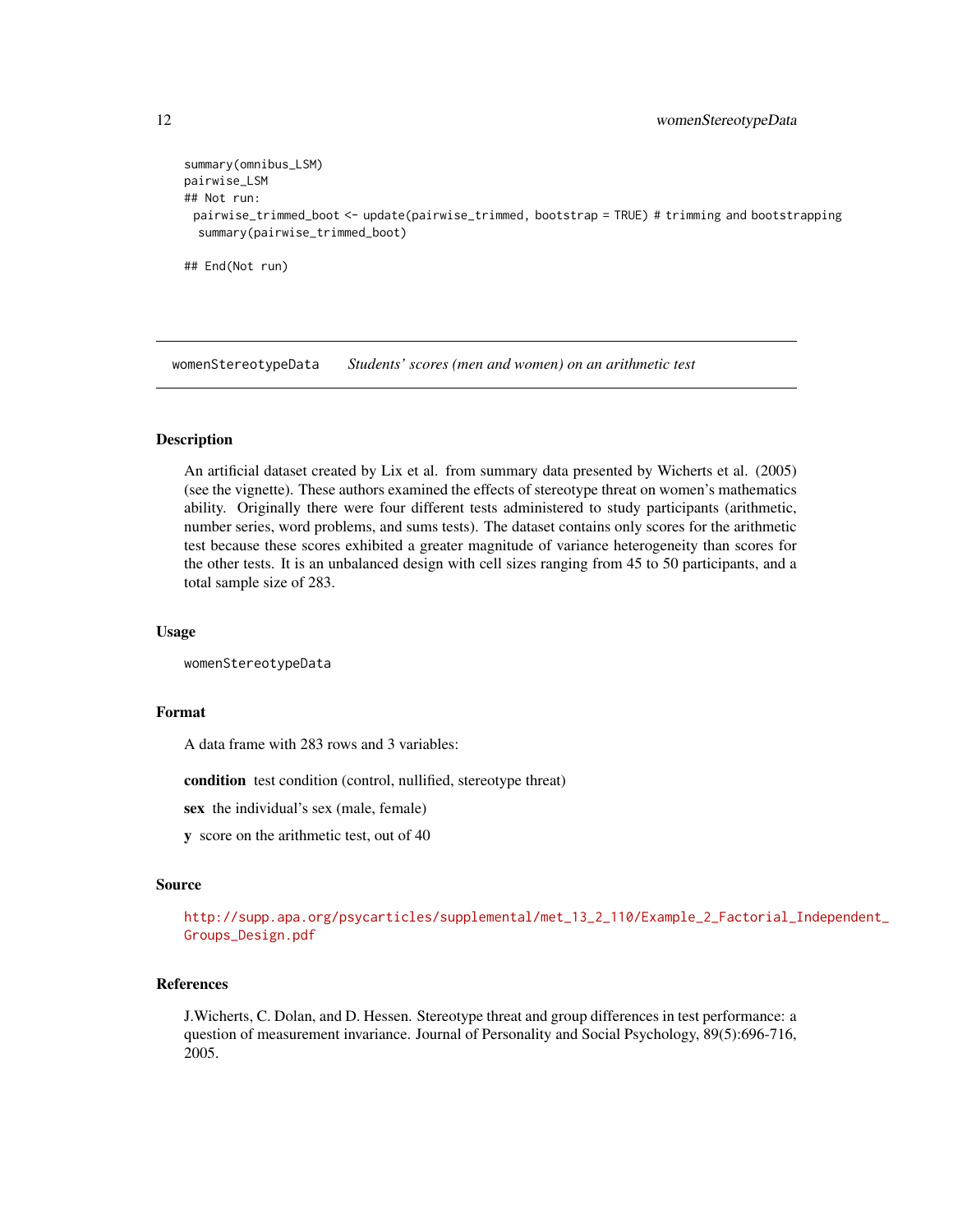```
summary(omnibus_LSM)
pairwise_LSM
## Not run:
 pairwise_trimmed_boot <- update(pairwise_trimmed, bootstrap = TRUE) # trimming and bootstrapping
  summary(pairwise_trimmed_boot)

## End(Not run)
```

---

## womenStereotypeData — *Students' scores (men and women) on an arithmetic test*

---

### Description

An artificial dataset created by Lix et al. from summary data presented by Wicherts et al. (2005) (see the vignette). These authors examined the effects of stereotype threat on women's mathematics ability. Originally there were four different tests administered to study participants (arithmetic, number series, word problems, and sums tests). The dataset contains only scores for the arithmetic test because these scores exhibited a greater magnitude of variance heterogeneity than scores for the other tests. It is an unbalanced design with cell sizes ranging from 45 to 50 participants, and a total sample size of 283.

### Usage

```
womenStereotypeData
```

### Format

A data frame with 283 rows and 3 variables:

**condition** test condition (control, nullified, stereotype threat)

**sex** the individual's sex (male, female)

**y** score on the arithmetic test, out of 40

### Source

http://supp.apa.org/psycarticles/supplemental/met_13_2_110/Example_2_Factorial_Independent_Groups_Design.pdf

### References

J.Wicherts, C. Dolan, and D. Hessen. Stereotype threat and group differences in test performance: a question of measurement invariance. Journal of Personality and Social Psychology, 89(5):696-716, 2005.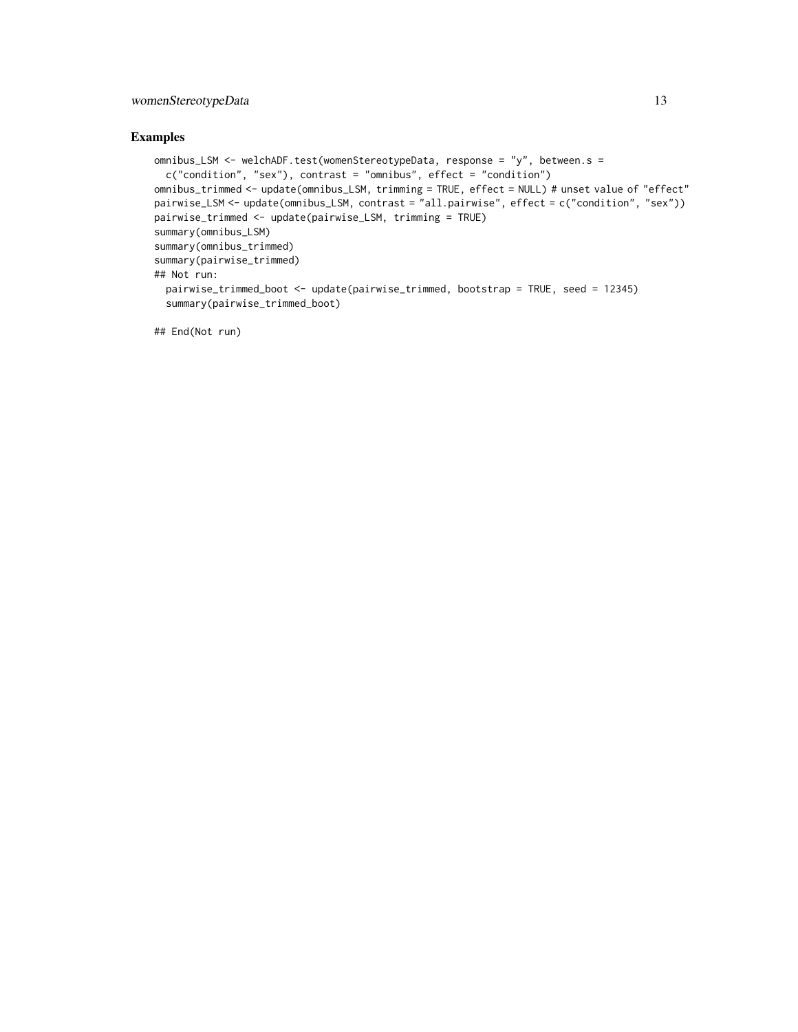### Examples

```
omnibus_LSM <- welchADF.test(womenStereotypeData, response = "y", between.s =
  c("condition", "sex"), contrast = "omnibus", effect = "condition")
omnibus_trimmed <- update(omnibus_LSM, trimming = TRUE, effect = NULL) # unset value of "effect"
pairwise_LSM <- update(omnibus_LSM, contrast = "all.pairwise", effect = c("condition", "sex"))
pairwise_trimmed <- update(pairwise_LSM, trimming = TRUE)
summary(omnibus_LSM)
summary(omnibus_trimmed)
summary(pairwise_trimmed)
## Not run:
  pairwise_trimmed_boot <- update(pairwise_trimmed, bootstrap = TRUE, seed = 12345)
  summary(pairwise_trimmed_boot)

## End(Not run)
```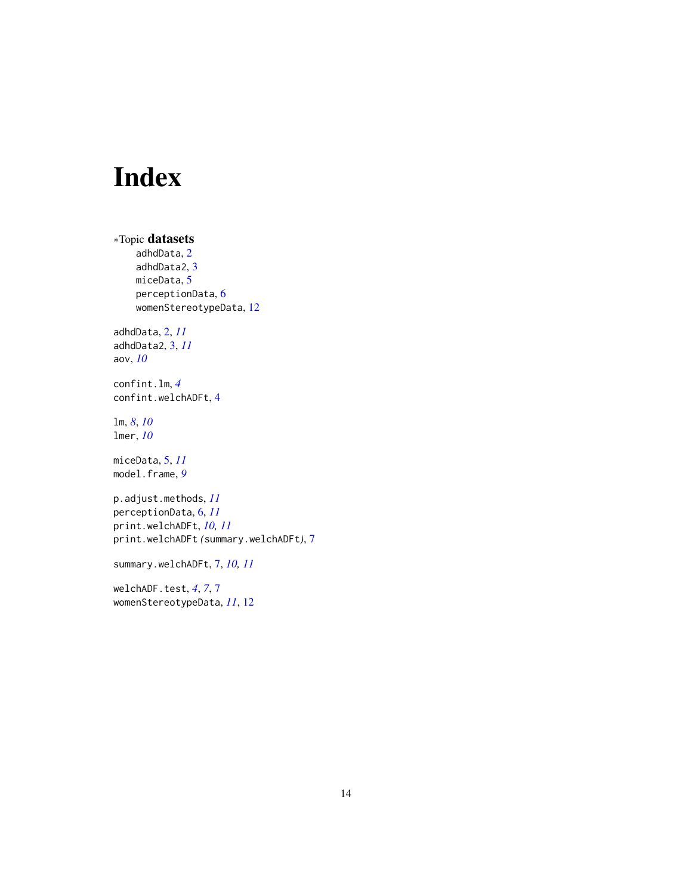# Index

∗Topic **datasets**

- adhdData, 2
- adhdData2, 3
- miceData, 5
- perceptionData, 6
- womenStereotypeData, 12

adhdData, 2, *11*
adhdData2, 3, *11*
aov, *10*

confint.lm, *4*
confint.welchADFt, 4

lm, *8*, *10*
lmer, *10*

miceData, 5, *11*
model.frame, *9*

p.adjust.methods, *11*
perceptionData, 6, *11*
print.welchADFt, *10, 11*
print.welchADFt *(*summary.welchADFt*)*, 7

summary.welchADFt, 7, *10, 11*

welchADF.test, *4*, *7*, 7
womenStereotypeData, *11*, 12